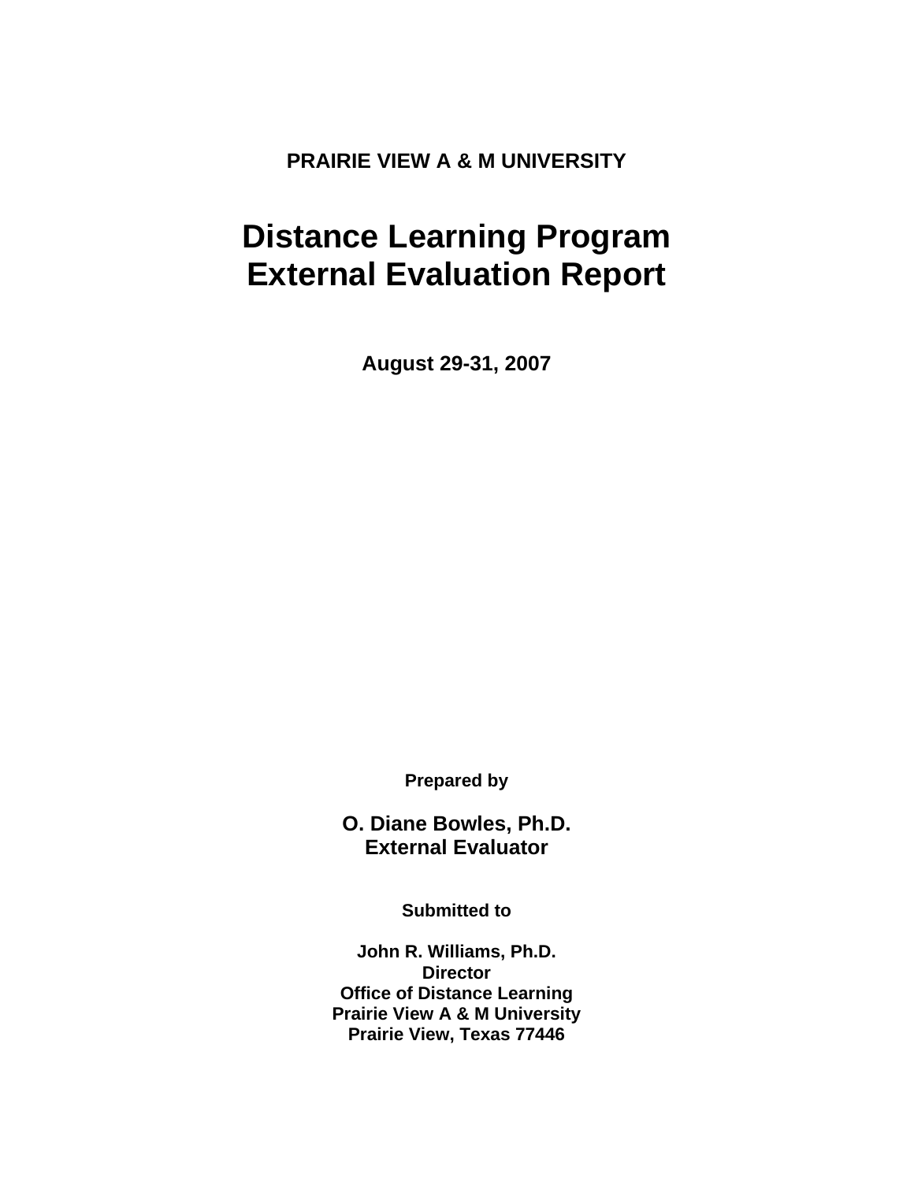**PRAIRIE VIEW A & M UNIVERSITY**

# Distance Learning Program External Evaluation Report

**August 29-31, 2007**

**Prepared by**

**O. Diane Bowles, Ph.D.**
**External Evaluator**

**Submitted to**

**John R. Williams, Ph.D.**
**Director**
**Office of Distance Learning**
**Prairie View A & M University**
**Prairie View, Texas 77446**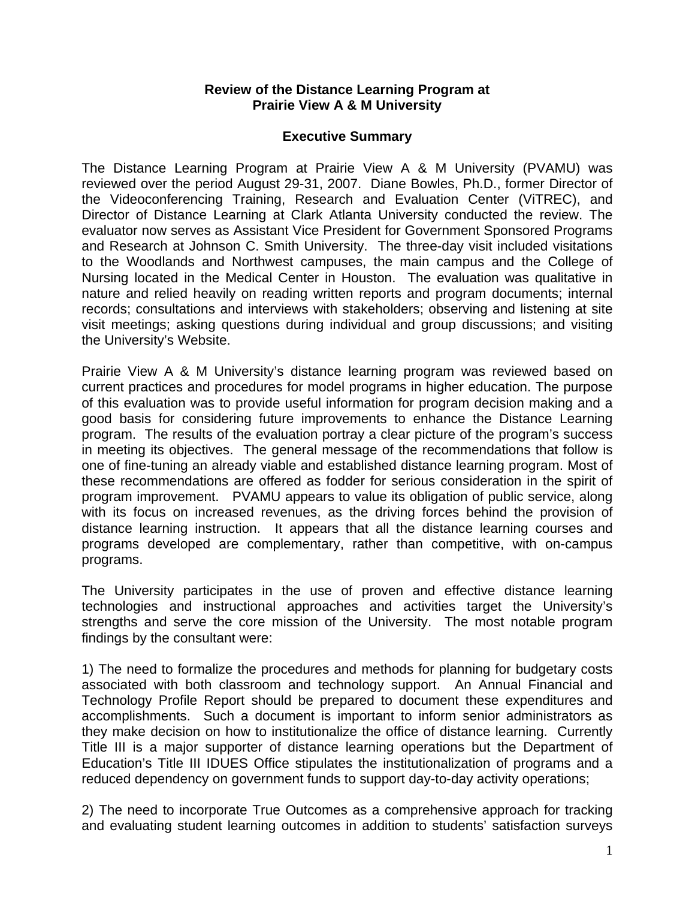**Review of the Distance Learning Program at Prairie View A & M University**

**Executive Summary**

The Distance Learning Program at Prairie View A & M University (PVAMU) was reviewed over the period August 29-31, 2007. Diane Bowles, Ph.D., former Director of the Videoconferencing Training, Research and Evaluation Center (ViTREC), and Director of Distance Learning at Clark Atlanta University conducted the review. The evaluator now serves as Assistant Vice President for Government Sponsored Programs and Research at Johnson C. Smith University. The three-day visit included visitations to the Woodlands and Northwest campuses, the main campus and the College of Nursing located in the Medical Center in Houston. The evaluation was qualitative in nature and relied heavily on reading written reports and program documents; internal records; consultations and interviews with stakeholders; observing and listening at site visit meetings; asking questions during individual and group discussions; and visiting the University's Website.

Prairie View A & M University's distance learning program was reviewed based on current practices and procedures for model programs in higher education. The purpose of this evaluation was to provide useful information for program decision making and a good basis for considering future improvements to enhance the Distance Learning program. The results of the evaluation portray a clear picture of the program's success in meeting its objectives. The general message of the recommendations that follow is one of fine-tuning an already viable and established distance learning program. Most of these recommendations are offered as fodder for serious consideration in the spirit of program improvement. PVAMU appears to value its obligation of public service, along with its focus on increased revenues, as the driving forces behind the provision of distance learning instruction. It appears that all the distance learning courses and programs developed are complementary, rather than competitive, with on-campus programs.

The University participates in the use of proven and effective distance learning technologies and instructional approaches and activities target the University's strengths and serve the core mission of the University. The most notable program findings by the consultant were:

1) The need to formalize the procedures and methods for planning for budgetary costs associated with both classroom and technology support. An Annual Financial and Technology Profile Report should be prepared to document these expenditures and accomplishments. Such a document is important to inform senior administrators as they make decision on how to institutionalize the office of distance learning. Currently Title III is a major supporter of distance learning operations but the Department of Education's Title III IDUES Office stipulates the institutionalization of programs and a reduced dependency on government funds to support day-to-day activity operations;

2) The need to incorporate True Outcomes as a comprehensive approach for tracking and evaluating student learning outcomes in addition to students' satisfaction surveys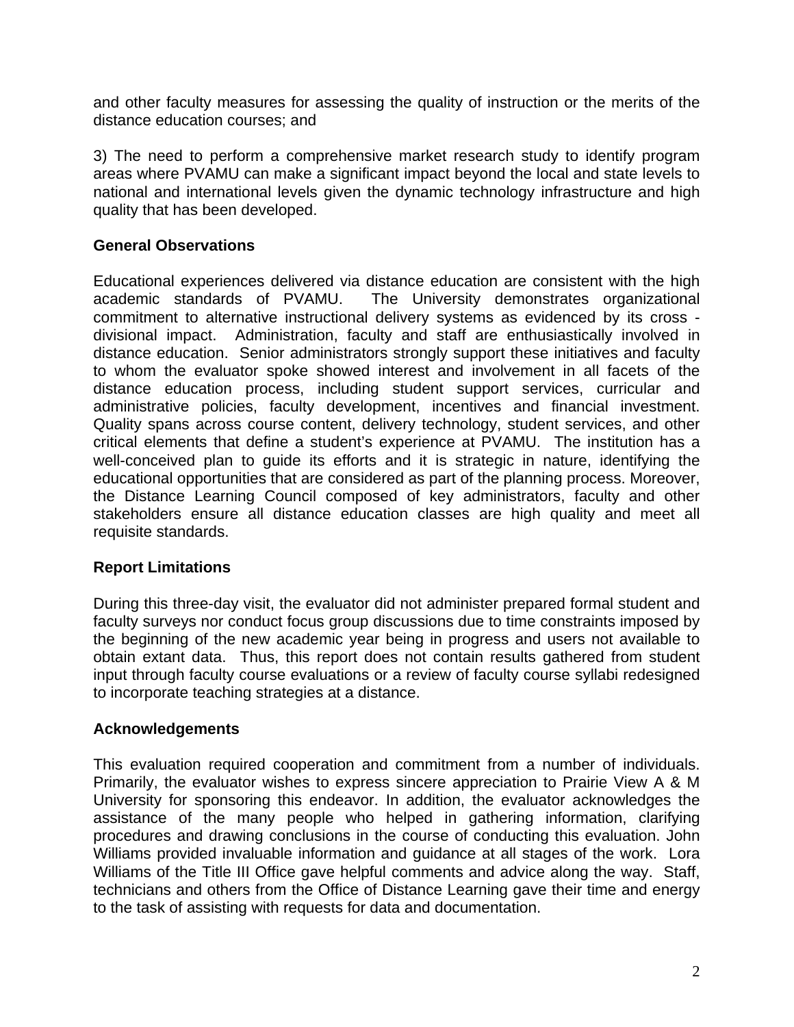and other faculty measures for assessing the quality of instruction or the merits of the distance education courses; and

3) The need to perform a comprehensive market research study to identify program areas where PVAMU can make a significant impact beyond the local and state levels to national and international levels given the dynamic technology infrastructure and high quality that has been developed.

**General Observations**

Educational experiences delivered via distance education are consistent with the high academic standards of PVAMU. The University demonstrates organizational commitment to alternative instructional delivery systems as evidenced by its cross - divisional impact. Administration, faculty and staff are enthusiastically involved in distance education. Senior administrators strongly support these initiatives and faculty to whom the evaluator spoke showed interest and involvement in all facets of the distance education process, including student support services, curricular and administrative policies, faculty development, incentives and financial investment. Quality spans across course content, delivery technology, student services, and other critical elements that define a student's experience at PVAMU. The institution has a well-conceived plan to guide its efforts and it is strategic in nature, identifying the educational opportunities that are considered as part of the planning process. Moreover, the Distance Learning Council composed of key administrators, faculty and other stakeholders ensure all distance education classes are high quality and meet all requisite standards.

**Report Limitations**

During this three-day visit, the evaluator did not administer prepared formal student and faculty surveys nor conduct focus group discussions due to time constraints imposed by the beginning of the new academic year being in progress and users not available to obtain extant data. Thus, this report does not contain results gathered from student input through faculty course evaluations or a review of faculty course syllabi redesigned to incorporate teaching strategies at a distance.

**Acknowledgements**

This evaluation required cooperation and commitment from a number of individuals. Primarily, the evaluator wishes to express sincere appreciation to Prairie View A & M University for sponsoring this endeavor. In addition, the evaluator acknowledges the assistance of the many people who helped in gathering information, clarifying procedures and drawing conclusions in the course of conducting this evaluation. John Williams provided invaluable information and guidance at all stages of the work. Lora Williams of the Title III Office gave helpful comments and advice along the way. Staff, technicians and others from the Office of Distance Learning gave their time and energy to the task of assisting with requests for data and documentation.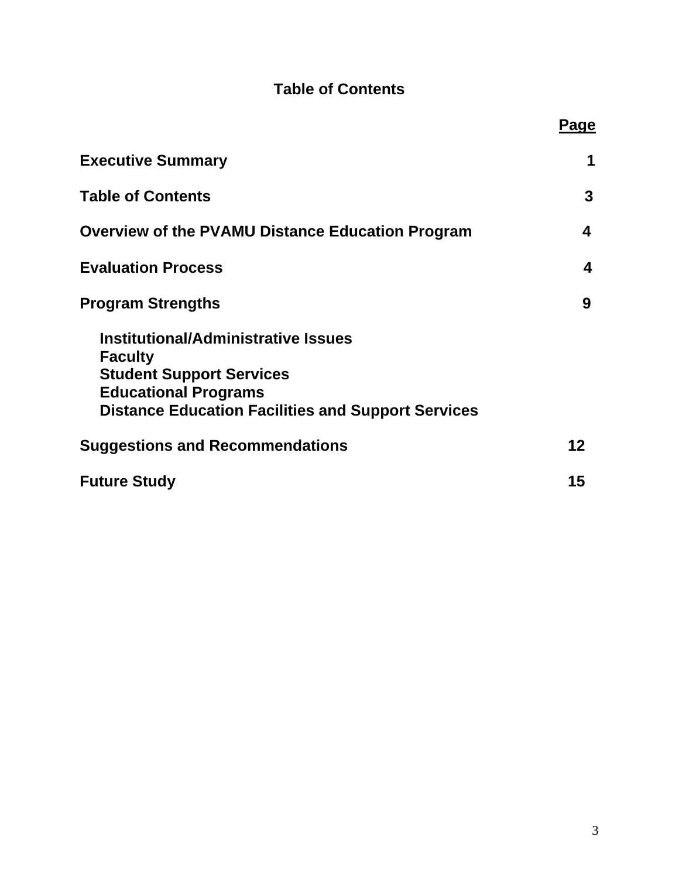# Table of Contents

| | Page |
|---|---|
| **Executive Summary** | **1** |
| **Table of Contents** | **3** |
| **Overview of the PVAMU Distance Education Program** | **4** |
| **Evaluation Process** | **4** |
| **Program Strengths** | **9** |
| **Institutional/Administrative Issues** | |
| **Faculty** | |
| **Student Support Services** | |
| **Educational Programs** | |
| **Distance Education Facilities and Support Services** | |
| **Suggestions and Recommendations** | **12** |
| **Future Study** | **15** |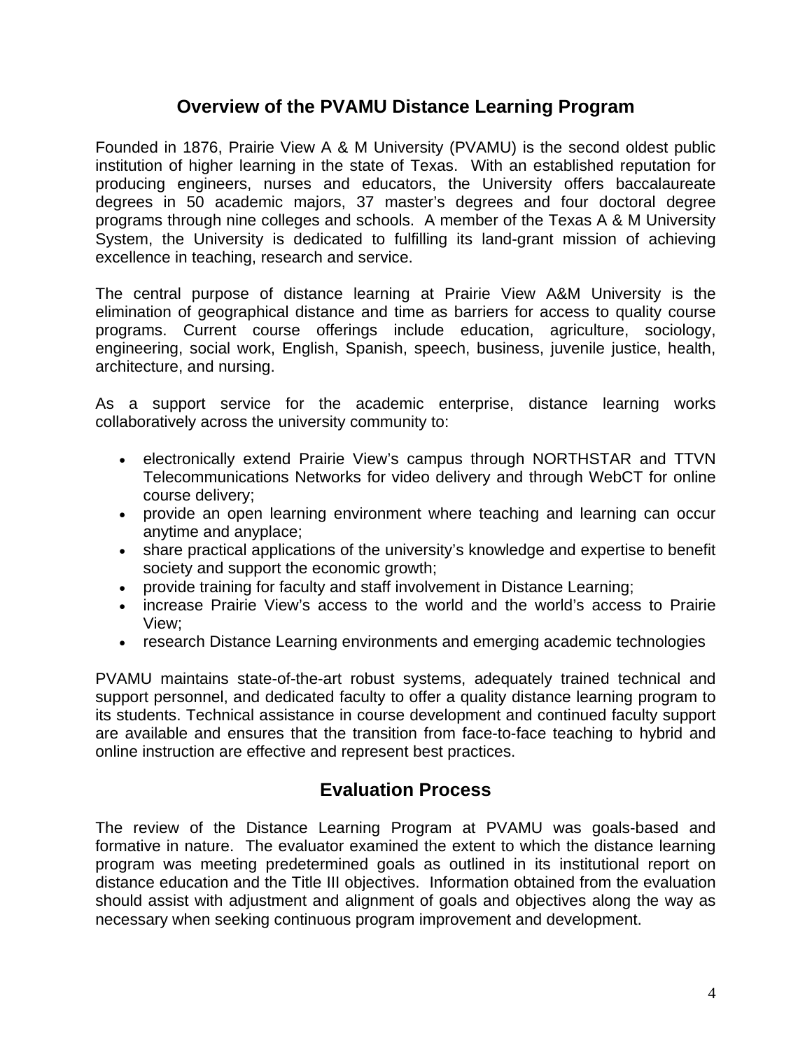## Overview of the PVAMU Distance Learning Program

Founded in 1876, Prairie View A & M University (PVAMU) is the second oldest public institution of higher learning in the state of Texas. With an established reputation for producing engineers, nurses and educators, the University offers baccalaureate degrees in 50 academic majors, 37 master's degrees and four doctoral degree programs through nine colleges and schools. A member of the Texas A & M University System, the University is dedicated to fulfilling its land-grant mission of achieving excellence in teaching, research and service.

The central purpose of distance learning at Prairie View A&M University is the elimination of geographical distance and time as barriers for access to quality course programs. Current course offerings include education, agriculture, sociology, engineering, social work, English, Spanish, speech, business, juvenile justice, health, architecture, and nursing.

As a support service for the academic enterprise, distance learning works collaboratively across the university community to:

- electronically extend Prairie View's campus through NORTHSTAR and TTVN Telecommunications Networks for video delivery and through WebCT for online course delivery;
- provide an open learning environment where teaching and learning can occur anytime and anyplace;
- share practical applications of the university's knowledge and expertise to benefit society and support the economic growth;
- provide training for faculty and staff involvement in Distance Learning;
- increase Prairie View's access to the world and the world's access to Prairie View;
- research Distance Learning environments and emerging academic technologies

PVAMU maintains state-of-the-art robust systems, adequately trained technical and support personnel, and dedicated faculty to offer a quality distance learning program to its students. Technical assistance in course development and continued faculty support are available and ensures that the transition from face-to-face teaching to hybrid and online instruction are effective and represent best practices.

## Evaluation Process

The review of the Distance Learning Program at PVAMU was goals-based and formative in nature. The evaluator examined the extent to which the distance learning program was meeting predetermined goals as outlined in its institutional report on distance education and the Title III objectives. Information obtained from the evaluation should assist with adjustment and alignment of goals and objectives along the way as necessary when seeking continuous program improvement and development.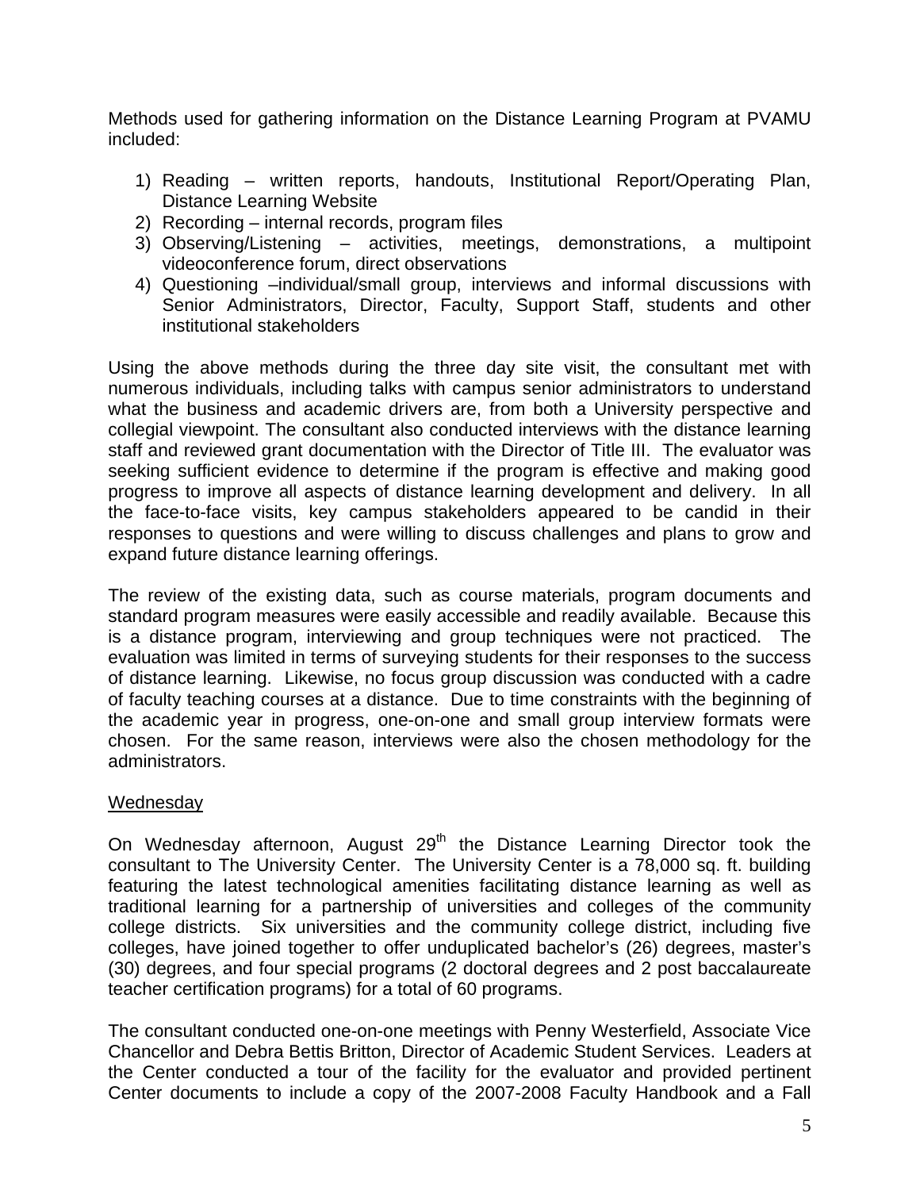Methods used for gathering information on the Distance Learning Program at PVAMU included:

1) Reading – written reports, handouts, Institutional Report/Operating Plan, Distance Learning Website
2) Recording – internal records, program files
3) Observing/Listening – activities, meetings, demonstrations, a multipoint videoconference forum, direct observations
4) Questioning –individual/small group, interviews and informal discussions with Senior Administrators, Director, Faculty, Support Staff, students and other institutional stakeholders

Using the above methods during the three day site visit, the consultant met with numerous individuals, including talks with campus senior administrators to understand what the business and academic drivers are, from both a University perspective and collegial viewpoint. The consultant also conducted interviews with the distance learning staff and reviewed grant documentation with the Director of Title III. The evaluator was seeking sufficient evidence to determine if the program is effective and making good progress to improve all aspects of distance learning development and delivery. In all the face-to-face visits, key campus stakeholders appeared to be candid in their responses to questions and were willing to discuss challenges and plans to grow and expand future distance learning offerings.

The review of the existing data, such as course materials, program documents and standard program measures were easily accessible and readily available. Because this is a distance program, interviewing and group techniques were not practiced. The evaluation was limited in terms of surveying students for their responses to the success of distance learning. Likewise, no focus group discussion was conducted with a cadre of faculty teaching courses at a distance. Due to time constraints with the beginning of the academic year in progress, one-on-one and small group interview formats were chosen. For the same reason, interviews were also the chosen methodology for the administrators.

Wednesday

On Wednesday afternoon, August 29th the Distance Learning Director took the consultant to The University Center. The University Center is a 78,000 sq. ft. building featuring the latest technological amenities facilitating distance learning as well as traditional learning for a partnership of universities and colleges of the community college districts. Six universities and the community college district, including five colleges, have joined together to offer unduplicated bachelor's (26) degrees, master's (30) degrees, and four special programs (2 doctoral degrees and 2 post baccalaureate teacher certification programs) for a total of 60 programs.

The consultant conducted one-on-one meetings with Penny Westerfield, Associate Vice Chancellor and Debra Bettis Britton, Director of Academic Student Services. Leaders at the Center conducted a tour of the facility for the evaluator and provided pertinent Center documents to include a copy of the 2007-2008 Faculty Handbook and a Fall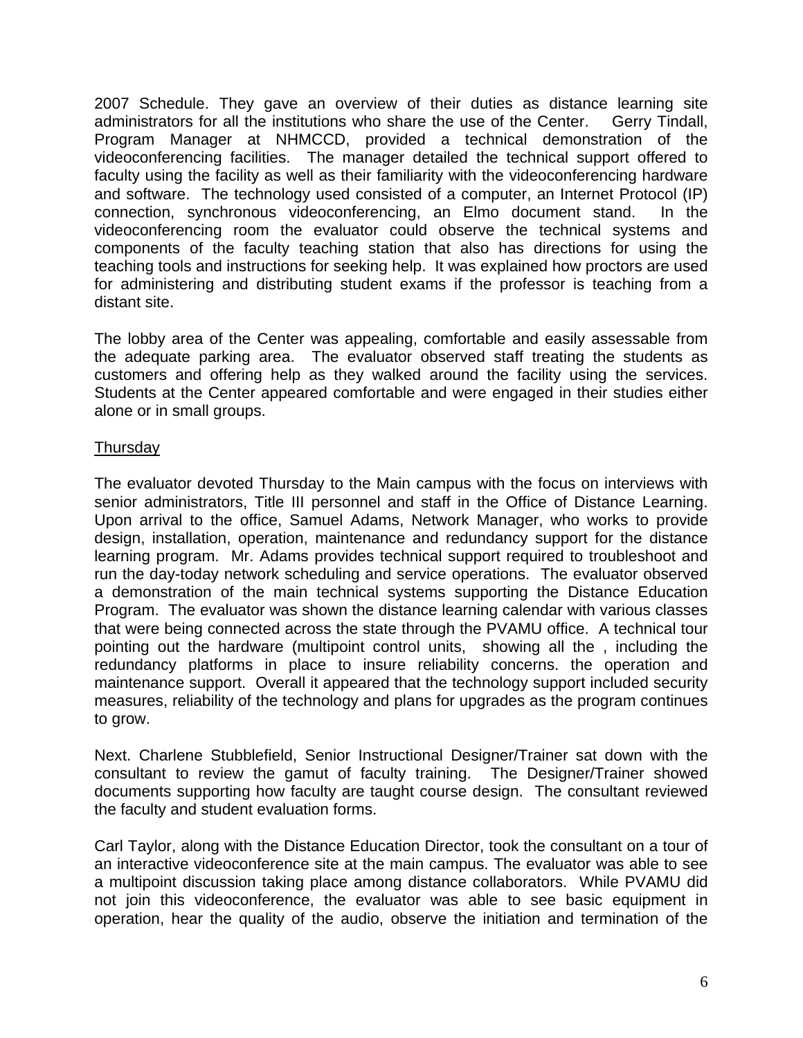2007 Schedule. They gave an overview of their duties as distance learning site administrators for all the institutions who share the use of the Center. Gerry Tindall, Program Manager at NHMCCD, provided a technical demonstration of the videoconferencing facilities. The manager detailed the technical support offered to faculty using the facility as well as their familiarity with the videoconferencing hardware and software. The technology used consisted of a computer, an Internet Protocol (IP) connection, synchronous videoconferencing, an Elmo document stand. In the videoconferencing room the evaluator could observe the technical systems and components of the faculty teaching station that also has directions for using the teaching tools and instructions for seeking help. It was explained how proctors are used for administering and distributing student exams if the professor is teaching from a distant site.

The lobby area of the Center was appealing, comfortable and easily assessable from the adequate parking area. The evaluator observed staff treating the students as customers and offering help as they walked around the facility using the services. Students at the Center appeared comfortable and were engaged in their studies either alone or in small groups.

<u>Thursday</u>

The evaluator devoted Thursday to the Main campus with the focus on interviews with senior administrators, Title III personnel and staff in the Office of Distance Learning. Upon arrival to the office, Samuel Adams, Network Manager, who works to provide design, installation, operation, maintenance and redundancy support for the distance learning program. Mr. Adams provides technical support required to troubleshoot and run the day-today network scheduling and service operations. The evaluator observed a demonstration of the main technical systems supporting the Distance Education Program. The evaluator was shown the distance learning calendar with various classes that were being connected across the state through the PVAMU office. A technical tour pointing out the hardware (multipoint control units, showing all the , including the redundancy platforms in place to insure reliability concerns. the operation and maintenance support. Overall it appeared that the technology support included security measures, reliability of the technology and plans for upgrades as the program continues to grow.

Next. Charlene Stubblefield, Senior Instructional Designer/Trainer sat down with the consultant to review the gamut of faculty training. The Designer/Trainer showed documents supporting how faculty are taught course design. The consultant reviewed the faculty and student evaluation forms.

Carl Taylor, along with the Distance Education Director, took the consultant on a tour of an interactive videoconference site at the main campus. The evaluator was able to see a multipoint discussion taking place among distance collaborators. While PVAMU did not join this videoconference, the evaluator was able to see basic equipment in operation, hear the quality of the audio, observe the initiation and termination of the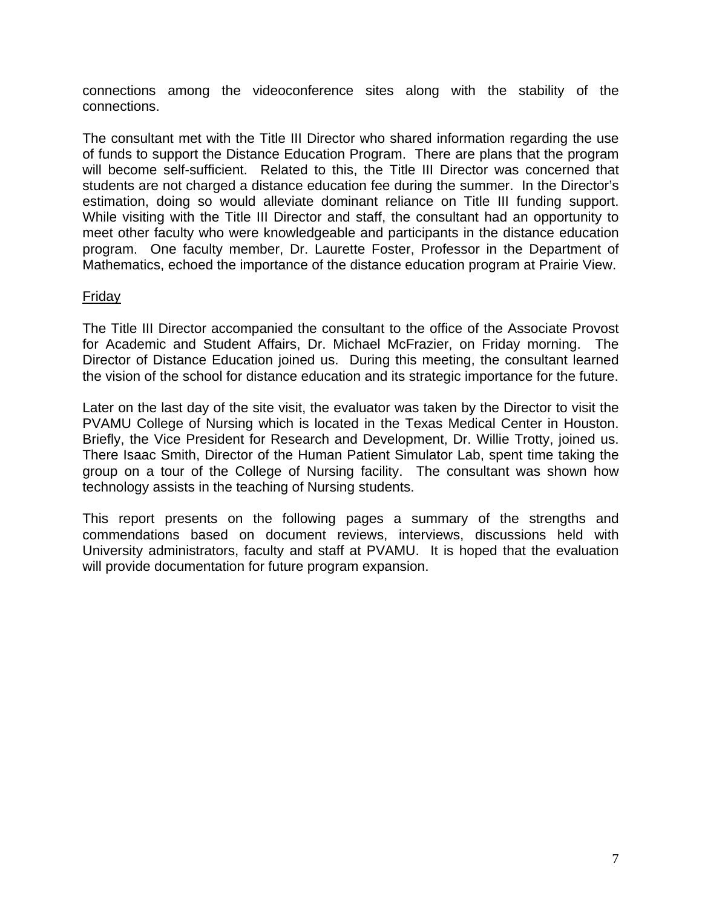connections among the videoconference sites along with the stability of the connections.

The consultant met with the Title III Director who shared information regarding the use of funds to support the Distance Education Program. There are plans that the program will become self-sufficient. Related to this, the Title III Director was concerned that students are not charged a distance education fee during the summer. In the Director's estimation, doing so would alleviate dominant reliance on Title III funding support. While visiting with the Title III Director and staff, the consultant had an opportunity to meet other faculty who were knowledgeable and participants in the distance education program. One faculty member, Dr. Laurette Foster, Professor in the Department of Mathematics, echoed the importance of the distance education program at Prairie View.

<u>Friday</u>

The Title III Director accompanied the consultant to the office of the Associate Provost for Academic and Student Affairs, Dr. Michael McFrazier, on Friday morning. The Director of Distance Education joined us. During this meeting, the consultant learned the vision of the school for distance education and its strategic importance for the future.

Later on the last day of the site visit, the evaluator was taken by the Director to visit the PVAMU College of Nursing which is located in the Texas Medical Center in Houston. Briefly, the Vice President for Research and Development, Dr. Willie Trotty, joined us. There Isaac Smith, Director of the Human Patient Simulator Lab, spent time taking the group on a tour of the College of Nursing facility. The consultant was shown how technology assists in the teaching of Nursing students.

This report presents on the following pages a summary of the strengths and commendations based on document reviews, interviews, discussions held with University administrators, faculty and staff at PVAMU. It is hoped that the evaluation will provide documentation for future program expansion.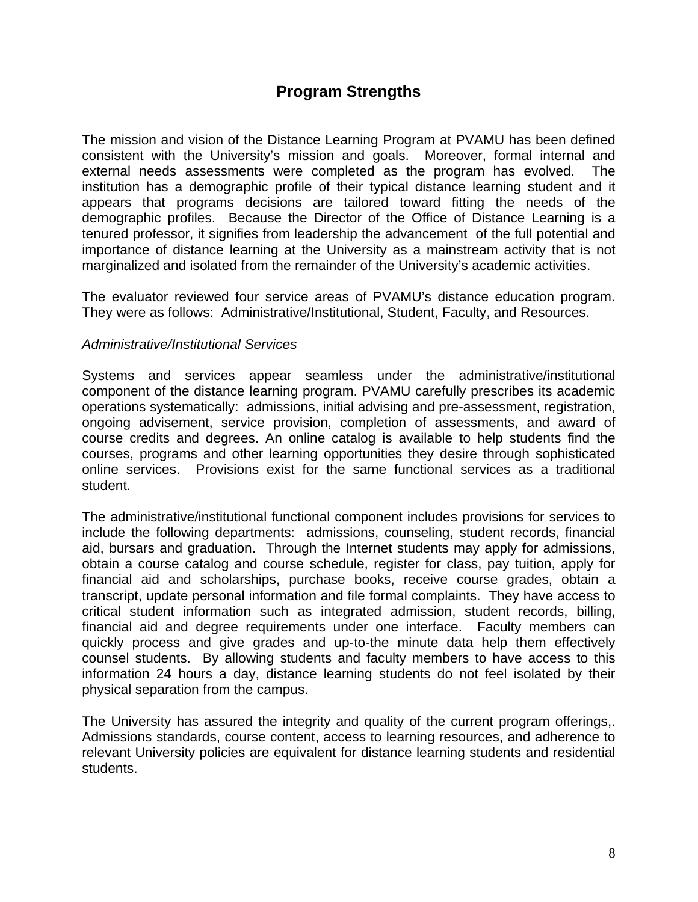## Program Strengths

The mission and vision of the Distance Learning Program at PVAMU has been defined consistent with the University's mission and goals. Moreover, formal internal and external needs assessments were completed as the program has evolved. The institution has a demographic profile of their typical distance learning student and it appears that programs decisions are tailored toward fitting the needs of the demographic profiles. Because the Director of the Office of Distance Learning is a tenured professor, it signifies from leadership the advancement of the full potential and importance of distance learning at the University as a mainstream activity that is not marginalized and isolated from the remainder of the University's academic activities.

The evaluator reviewed four service areas of PVAMU's distance education program. They were as follows: Administrative/Institutional, Student, Faculty, and Resources.

*Administrative/Institutional Services*

Systems and services appear seamless under the administrative/institutional component of the distance learning program. PVAMU carefully prescribes its academic operations systematically: admissions, initial advising and pre-assessment, registration, ongoing advisement, service provision, completion of assessments, and award of course credits and degrees. An online catalog is available to help students find the courses, programs and other learning opportunities they desire through sophisticated online services. Provisions exist for the same functional services as a traditional student.

The administrative/institutional functional component includes provisions for services to include the following departments: admissions, counseling, student records, financial aid, bursars and graduation. Through the Internet students may apply for admissions, obtain a course catalog and course schedule, register for class, pay tuition, apply for financial aid and scholarships, purchase books, receive course grades, obtain a transcript, update personal information and file formal complaints. They have access to critical student information such as integrated admission, student records, billing, financial aid and degree requirements under one interface. Faculty members can quickly process and give grades and up-to-the minute data help them effectively counsel students. By allowing students and faculty members to have access to this information 24 hours a day, distance learning students do not feel isolated by their physical separation from the campus.

The University has assured the integrity and quality of the current program offerings,. Admissions standards, course content, access to learning resources, and adherence to relevant University policies are equivalent for distance learning students and residential students.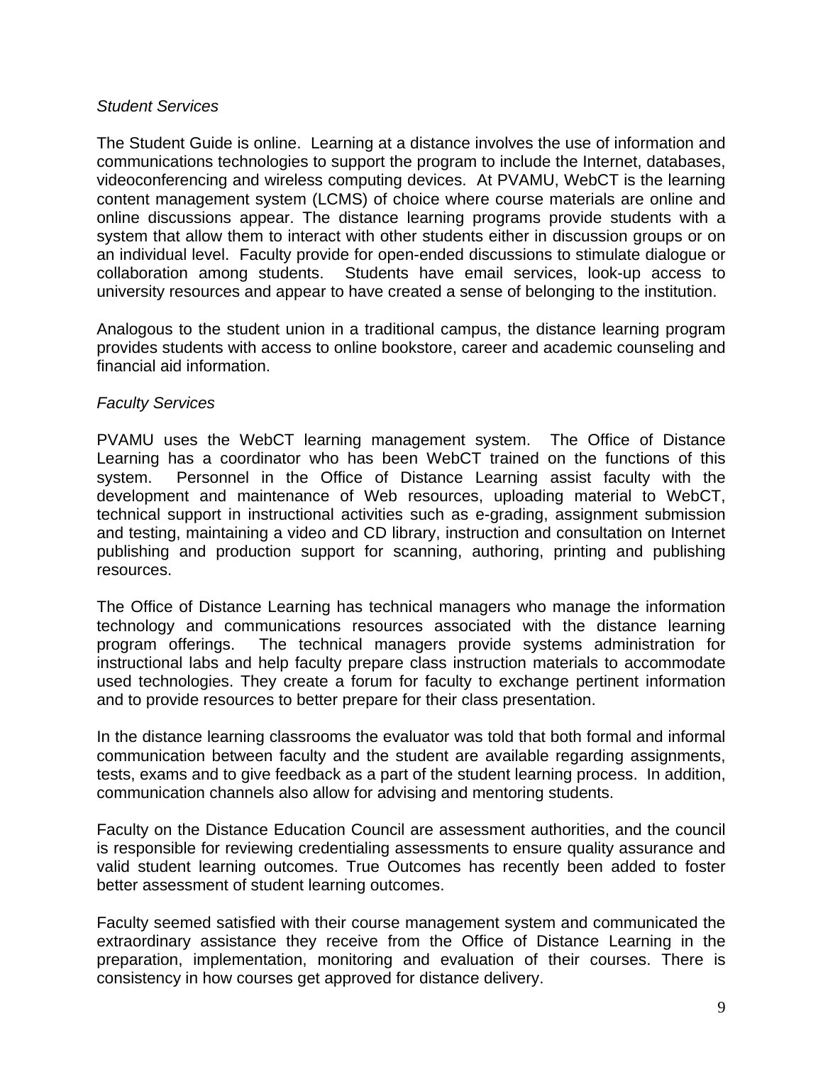*Student Services*

The Student Guide is online. Learning at a distance involves the use of information and communications technologies to support the program to include the Internet, databases, videoconferencing and wireless computing devices. At PVAMU, WebCT is the learning content management system (LCMS) of choice where course materials are online and online discussions appear. The distance learning programs provide students with a system that allow them to interact with other students either in discussion groups or on an individual level. Faculty provide for open-ended discussions to stimulate dialogue or collaboration among students. Students have email services, look-up access to university resources and appear to have created a sense of belonging to the institution.

Analogous to the student union in a traditional campus, the distance learning program provides students with access to online bookstore, career and academic counseling and financial aid information.

*Faculty Services*

PVAMU uses the WebCT learning management system. The Office of Distance Learning has a coordinator who has been WebCT trained on the functions of this system. Personnel in the Office of Distance Learning assist faculty with the development and maintenance of Web resources, uploading material to WebCT, technical support in instructional activities such as e-grading, assignment submission and testing, maintaining a video and CD library, instruction and consultation on Internet publishing and production support for scanning, authoring, printing and publishing resources.

The Office of Distance Learning has technical managers who manage the information technology and communications resources associated with the distance learning program offerings. The technical managers provide systems administration for instructional labs and help faculty prepare class instruction materials to accommodate used technologies. They create a forum for faculty to exchange pertinent information and to provide resources to better prepare for their class presentation.

In the distance learning classrooms the evaluator was told that both formal and informal communication between faculty and the student are available regarding assignments, tests, exams and to give feedback as a part of the student learning process. In addition, communication channels also allow for advising and mentoring students.

Faculty on the Distance Education Council are assessment authorities, and the council is responsible for reviewing credentialing assessments to ensure quality assurance and valid student learning outcomes. True Outcomes has recently been added to foster better assessment of student learning outcomes.

Faculty seemed satisfied with their course management system and communicated the extraordinary assistance they receive from the Office of Distance Learning in the preparation, implementation, monitoring and evaluation of their courses. There is consistency in how courses get approved for distance delivery.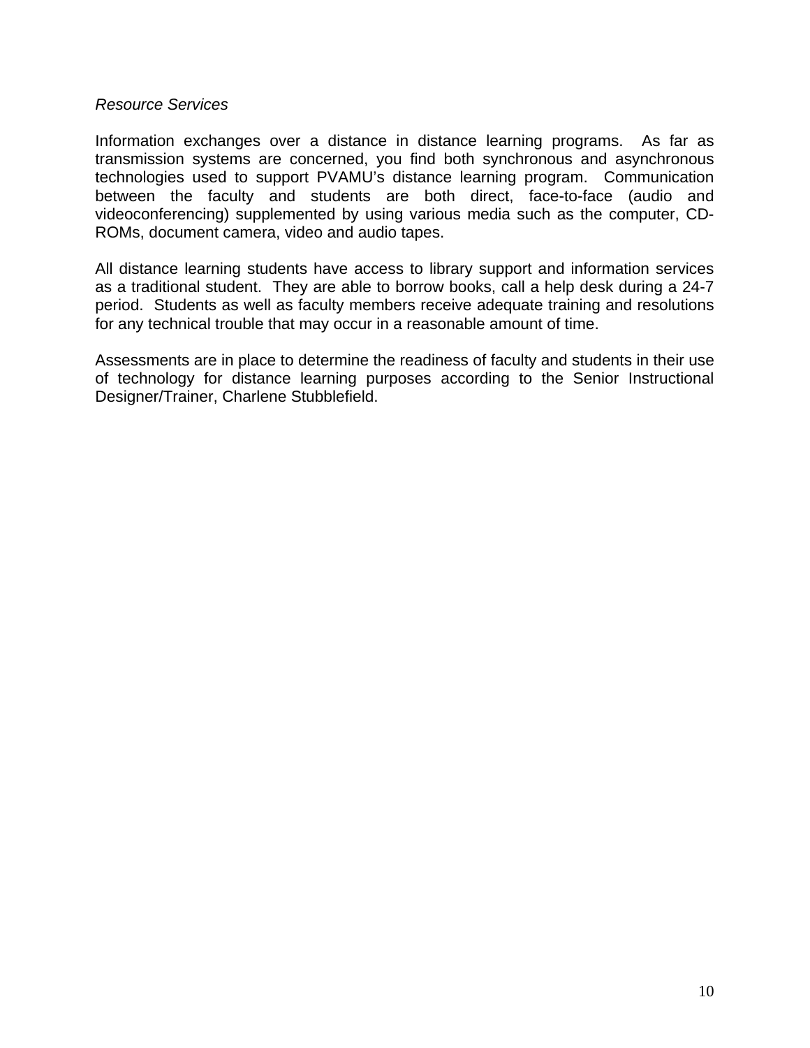*Resource Services*

Information exchanges over a distance in distance learning programs. As far as transmission systems are concerned, you find both synchronous and asynchronous technologies used to support PVAMU's distance learning program. Communication between the faculty and students are both direct, face-to-face (audio and videoconferencing) supplemented by using various media such as the computer, CD-ROMs, document camera, video and audio tapes.

All distance learning students have access to library support and information services as a traditional student. They are able to borrow books, call a help desk during a 24-7 period. Students as well as faculty members receive adequate training and resolutions for any technical trouble that may occur in a reasonable amount of time.

Assessments are in place to determine the readiness of faculty and students in their use of technology for distance learning purposes according to the Senior Instructional Designer/Trainer, Charlene Stubblefield.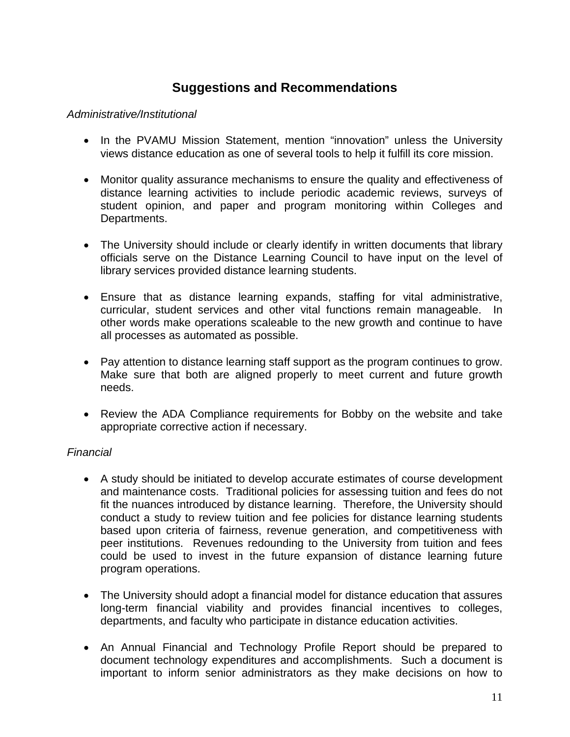## Suggestions and Recommendations

*Administrative/Institutional*

- In the PVAMU Mission Statement, mention "innovation" unless the University views distance education as one of several tools to help it fulfill its core mission.

- Monitor quality assurance mechanisms to ensure the quality and effectiveness of distance learning activities to include periodic academic reviews, surveys of student opinion, and paper and program monitoring within Colleges and Departments.

- The University should include or clearly identify in written documents that library officials serve on the Distance Learning Council to have input on the level of library services provided distance learning students.

- Ensure that as distance learning expands, staffing for vital administrative, curricular, student services and other vital functions remain manageable. In other words make operations scaleable to the new growth and continue to have all processes as automated as possible.

- Pay attention to distance learning staff support as the program continues to grow. Make sure that both are aligned properly to meet current and future growth needs.

- Review the ADA Compliance requirements for Bobby on the website and take appropriate corrective action if necessary.

*Financial*

- A study should be initiated to develop accurate estimates of course development and maintenance costs. Traditional policies for assessing tuition and fees do not fit the nuances introduced by distance learning. Therefore, the University should conduct a study to review tuition and fee policies for distance learning students based upon criteria of fairness, revenue generation, and competitiveness with peer institutions. Revenues redounding to the University from tuition and fees could be used to invest in the future expansion of distance learning future program operations.

- The University should adopt a financial model for distance education that assures long-term financial viability and provides financial incentives to colleges, departments, and faculty who participate in distance education activities.

- An Annual Financial and Technology Profile Report should be prepared to document technology expenditures and accomplishments. Such a document is important to inform senior administrators as they make decisions on how to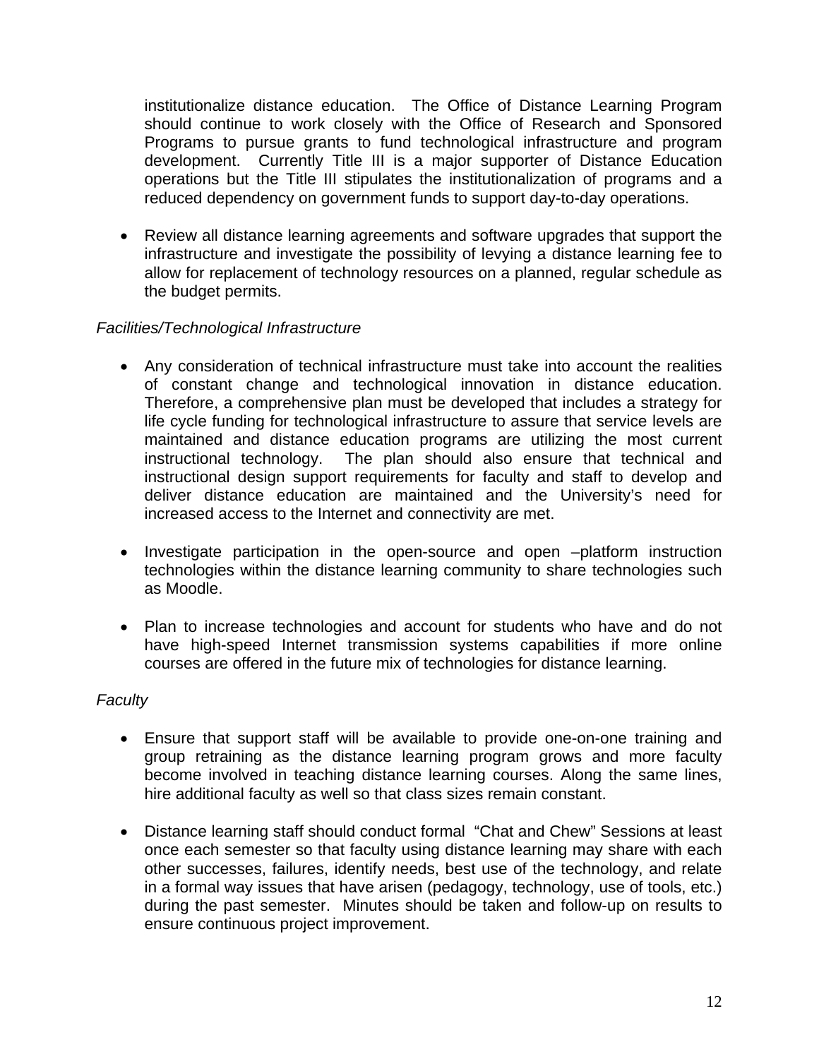institutionalize distance education. The Office of Distance Learning Program should continue to work closely with the Office of Research and Sponsored Programs to pursue grants to fund technological infrastructure and program development. Currently Title III is a major supporter of Distance Education operations but the Title III stipulates the institutionalization of programs and a reduced dependency on government funds to support day-to-day operations.

- Review all distance learning agreements and software upgrades that support the infrastructure and investigate the possibility of levying a distance learning fee to allow for replacement of technology resources on a planned, regular schedule as the budget permits.

*Facilities/Technological Infrastructure*

- Any consideration of technical infrastructure must take into account the realities of constant change and technological innovation in distance education. Therefore, a comprehensive plan must be developed that includes a strategy for life cycle funding for technological infrastructure to assure that service levels are maintained and distance education programs are utilizing the most current instructional technology. The plan should also ensure that technical and instructional design support requirements for faculty and staff to develop and deliver distance education are maintained and the University's need for increased access to the Internet and connectivity are met.

- Investigate participation in the open-source and open –platform instruction technologies within the distance learning community to share technologies such as Moodle.

- Plan to increase technologies and account for students who have and do not have high-speed Internet transmission systems capabilities if more online courses are offered in the future mix of technologies for distance learning.

*Faculty*

- Ensure that support staff will be available to provide one-on-one training and group retraining as the distance learning program grows and more faculty become involved in teaching distance learning courses. Along the same lines, hire additional faculty as well so that class sizes remain constant.

- Distance learning staff should conduct formal "Chat and Chew" Sessions at least once each semester so that faculty using distance learning may share with each other successes, failures, identify needs, best use of the technology, and relate in a formal way issues that have arisen (pedagogy, technology, use of tools, etc.) during the past semester. Minutes should be taken and follow-up on results to ensure continuous project improvement.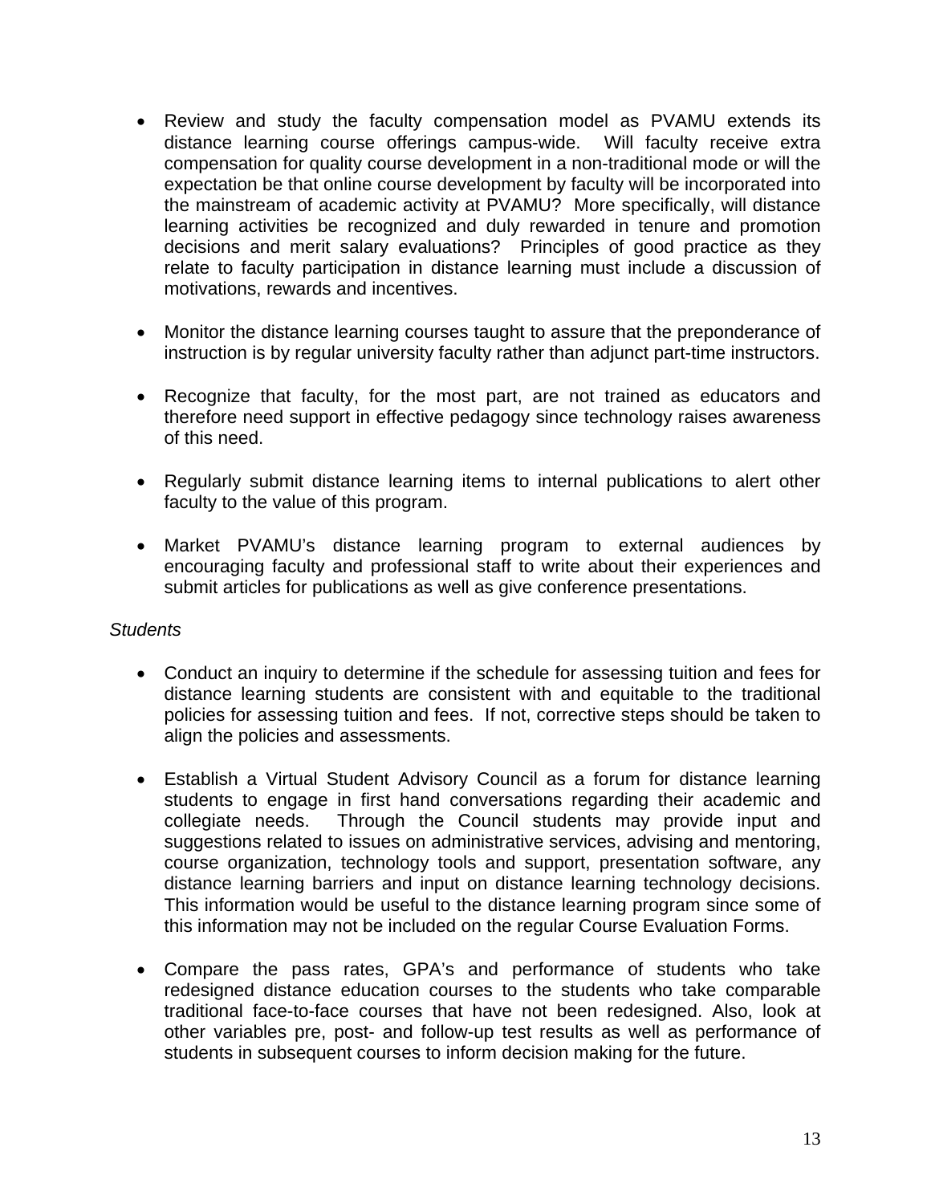- Review and study the faculty compensation model as PVAMU extends its distance learning course offerings campus-wide. Will faculty receive extra compensation for quality course development in a non-traditional mode or will the expectation be that online course development by faculty will be incorporated into the mainstream of academic activity at PVAMU? More specifically, will distance learning activities be recognized and duly rewarded in tenure and promotion decisions and merit salary evaluations? Principles of good practice as they relate to faculty participation in distance learning must include a discussion of motivations, rewards and incentives.

- Monitor the distance learning courses taught to assure that the preponderance of instruction is by regular university faculty rather than adjunct part-time instructors.

- Recognize that faculty, for the most part, are not trained as educators and therefore need support in effective pedagogy since technology raises awareness of this need.

- Regularly submit distance learning items to internal publications to alert other faculty to the value of this program.

- Market PVAMU's distance learning program to external audiences by encouraging faculty and professional staff to write about their experiences and submit articles for publications as well as give conference presentations.

*Students*

- Conduct an inquiry to determine if the schedule for assessing tuition and fees for distance learning students are consistent with and equitable to the traditional policies for assessing tuition and fees. If not, corrective steps should be taken to align the policies and assessments.

- Establish a Virtual Student Advisory Council as a forum for distance learning students to engage in first hand conversations regarding their academic and collegiate needs. Through the Council students may provide input and suggestions related to issues on administrative services, advising and mentoring, course organization, technology tools and support, presentation software, any distance learning barriers and input on distance learning technology decisions. This information would be useful to the distance learning program since some of this information may not be included on the regular Course Evaluation Forms.

- Compare the pass rates, GPA's and performance of students who take redesigned distance education courses to the students who take comparable traditional face-to-face courses that have not been redesigned. Also, look at other variables pre, post- and follow-up test results as well as performance of students in subsequent courses to inform decision making for the future.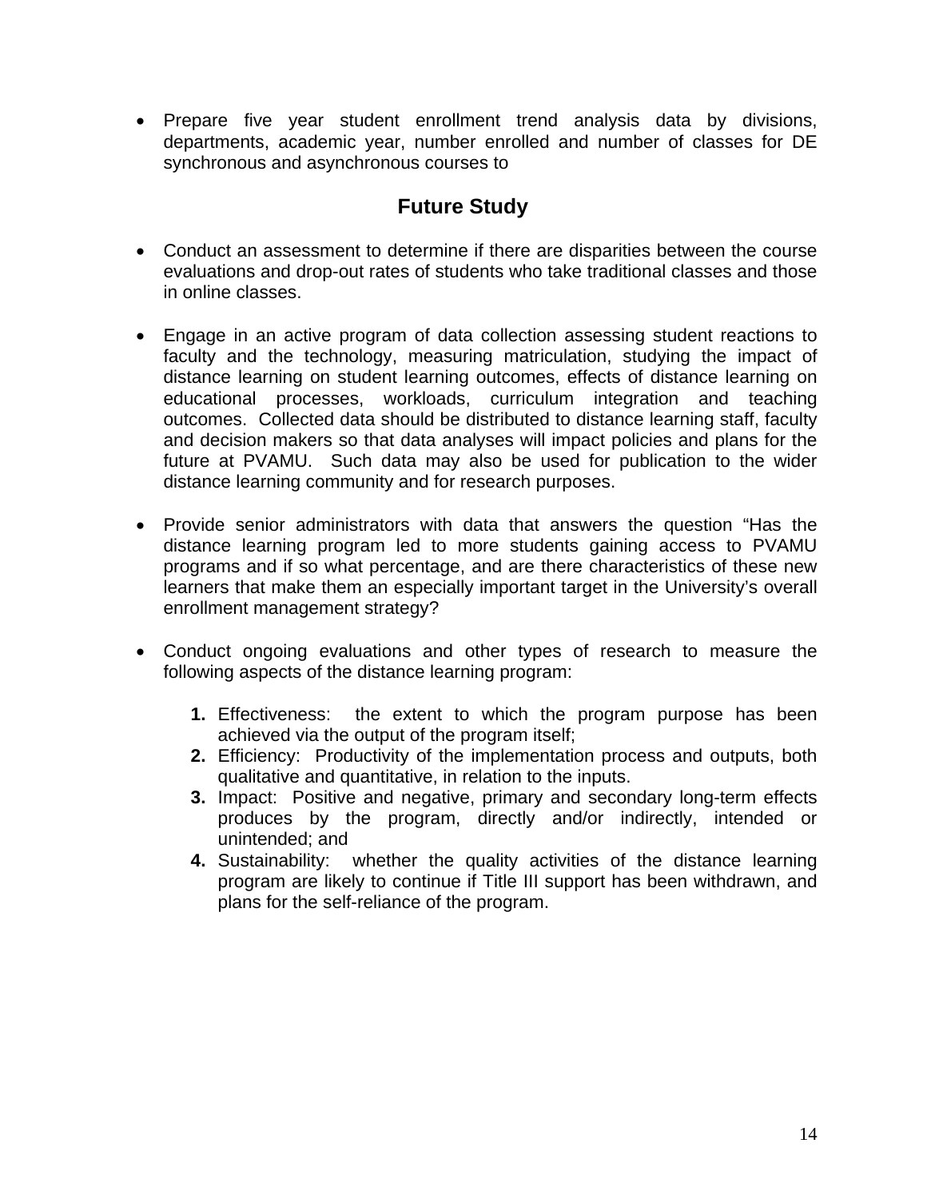- Prepare five year student enrollment trend analysis data by divisions, departments, academic year, number enrolled and number of classes for DE synchronous and asynchronous courses to

## Future Study

- Conduct an assessment to determine if there are disparities between the course evaluations and drop-out rates of students who take traditional classes and those in online classes.

- Engage in an active program of data collection assessing student reactions to faculty and the technology, measuring matriculation, studying the impact of distance learning on student learning outcomes, effects of distance learning on educational processes, workloads, curriculum integration and teaching outcomes. Collected data should be distributed to distance learning staff, faculty and decision makers so that data analyses will impact policies and plans for the future at PVAMU. Such data may also be used for publication to the wider distance learning community and for research purposes.

- Provide senior administrators with data that answers the question "Has the distance learning program led to more students gaining access to PVAMU programs and if so what percentage, and are there characteristics of these new learners that make them an especially important target in the University's overall enrollment management strategy?

- Conduct ongoing evaluations and other types of research to measure the following aspects of the distance learning program:

    1. Effectiveness: the extent to which the program purpose has been achieved via the output of the program itself;
    2. Efficiency: Productivity of the implementation process and outputs, both qualitative and quantitative, in relation to the inputs.
    3. Impact: Positive and negative, primary and secondary long-term effects produces by the program, directly and/or indirectly, intended or unintended; and
    4. Sustainability: whether the quality activities of the distance learning program are likely to continue if Title III support has been withdrawn, and plans for the self-reliance of the program.